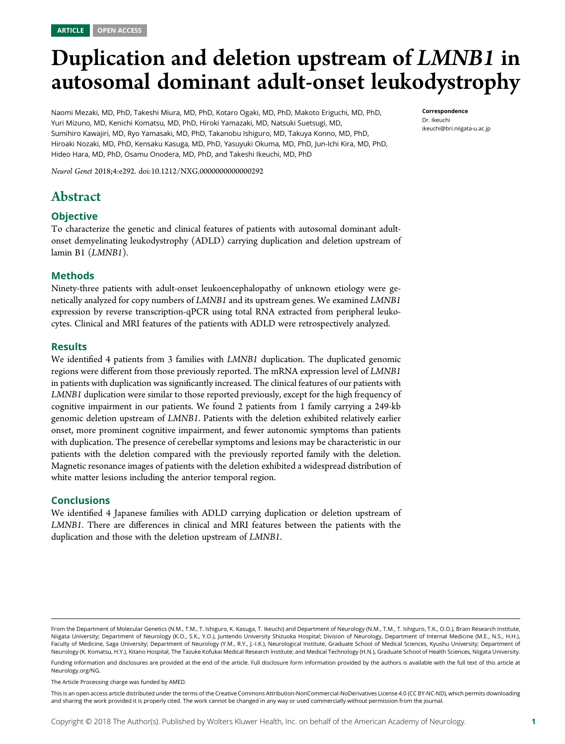ARTICLE OPEN ACCESS

# Duplication and deletion upstream of *LMNB1* in autosomal dominant adult-onset leukodystrophy

Naomi Mezaki, MD, PhD, Takeshi Miura, MD, PhD, Kotaro Ogaki, MD, PhD, Makoto Eriguchi, MD, PhD, Yuri Mizuno, MD, Kenichi Komatsu, MD, PhD, Hiroki Yamazaki, MD, Natsuki Suetsugi, MD, Sumihiro Kawajiri, MD, Ryo Yamasaki, MD, PhD, Takanobu Ishiguro, MD, Takuya Konno, MD, PhD, Hiroaki Nozaki, MD, PhD, Kensaku Kasuga, MD, PhD, Yasuyuki Okuma, MD, PhD, Jun-Ichi Kira, MD, PhD, Hideo Hara, MD, PhD, Osamu Onodera, MD, PhD, and Takeshi Ikeuchi, MD, PhD

**Correspondence**
Dr. Ikeuchi
ikeuchi@bri.niigata-u.ac.jp

*Neurol Genet* 2018;4:e292. doi:10.1212/NXG.0000000000000292

## Abstract

### Objective

To characterize the genetic and clinical features of patients with autosomal dominant adult-onset demyelinating leukodystrophy (ADLD) carrying duplication and deletion upstream of lamin B1 (*LMNB1*).

### Methods

Ninety-three patients with adult-onset leukoencephalopathy of unknown etiology were genetically analyzed for copy numbers of *LMNB1* and its upstream genes. We examined *LMNB1* expression by reverse transcription-qPCR using total RNA extracted from peripheral leukocytes. Clinical and MRI features of the patients with ADLD were retrospectively analyzed.

### Results

We identified 4 patients from 3 families with *LMNB1* duplication. The duplicated genomic regions were different from those previously reported. The mRNA expression level of *LMNB1* in patients with duplication was significantly increased. The clinical features of our patients with *LMNB1* duplication were similar to those reported previously, except for the high frequency of cognitive impairment in our patients. We found 2 patients from 1 family carrying a 249-kb genomic deletion upstream of *LMNB1*. Patients with the deletion exhibited relatively earlier onset, more prominent cognitive impairment, and fewer autonomic symptoms than patients with duplication. The presence of cerebellar symptoms and lesions may be characteristic in our patients with the deletion compared with the previously reported family with the deletion. Magnetic resonance images of patients with the deletion exhibited a widespread distribution of white matter lesions including the anterior temporal region.

### Conclusions

We identified 4 Japanese families with ADLD carrying duplication or deletion upstream of *LMNB1*. There are differences in clinical and MRI features between the patients with the duplication and those with the deletion upstream of *LMNB1*.

From the Department of Molecular Genetics (N.M., T.M., T. Ishiguro, K. Kasuga, T. Ikeuchi) and Department of Neurology (N.M., T.M., T. Ishiguro, T.K., O.O.), Brain Research Institute, Niigata University; Department of Neurology (K.O., S.K., Y.O.), Juntendo University Shizuoka Hospital; Division of Neurology, Department of Internal Medicine (M.E., N.S., H.H.), Faculty of Medicine, Saga University; Department of Neurology (Y.M., R.Y., J.-I.K.), Neurological Institute, Graduate School of Medical Sciences, Kyushu University; Department of Neurology (K. Komatsu, H.Y.), Kitano Hospital, The Tazuke Kofukai Medical Research Institute; and Medical Technology (H.N.), Graduate School of Health Sciences, Niigata University.

Funding information and disclosures are provided at the end of the article. Full disclosure form information provided by the authors is available with the full text of this article at Neurology.org/NG.

The Article Processing charge was funded by AMED.

This is an open access article distributed under the terms of the Creative Commons Attribution-NonCommercial-NoDerivatives License 4.0 (CC BY-NC-ND), which permits downloading and sharing the work provided it is properly cited. The work cannot be changed in any way or used commercially without permission from the journal.

Copyright © 2018 The Author(s). Published by Wolters Kluwer Health, Inc. on behalf of the American Academy of Neurology.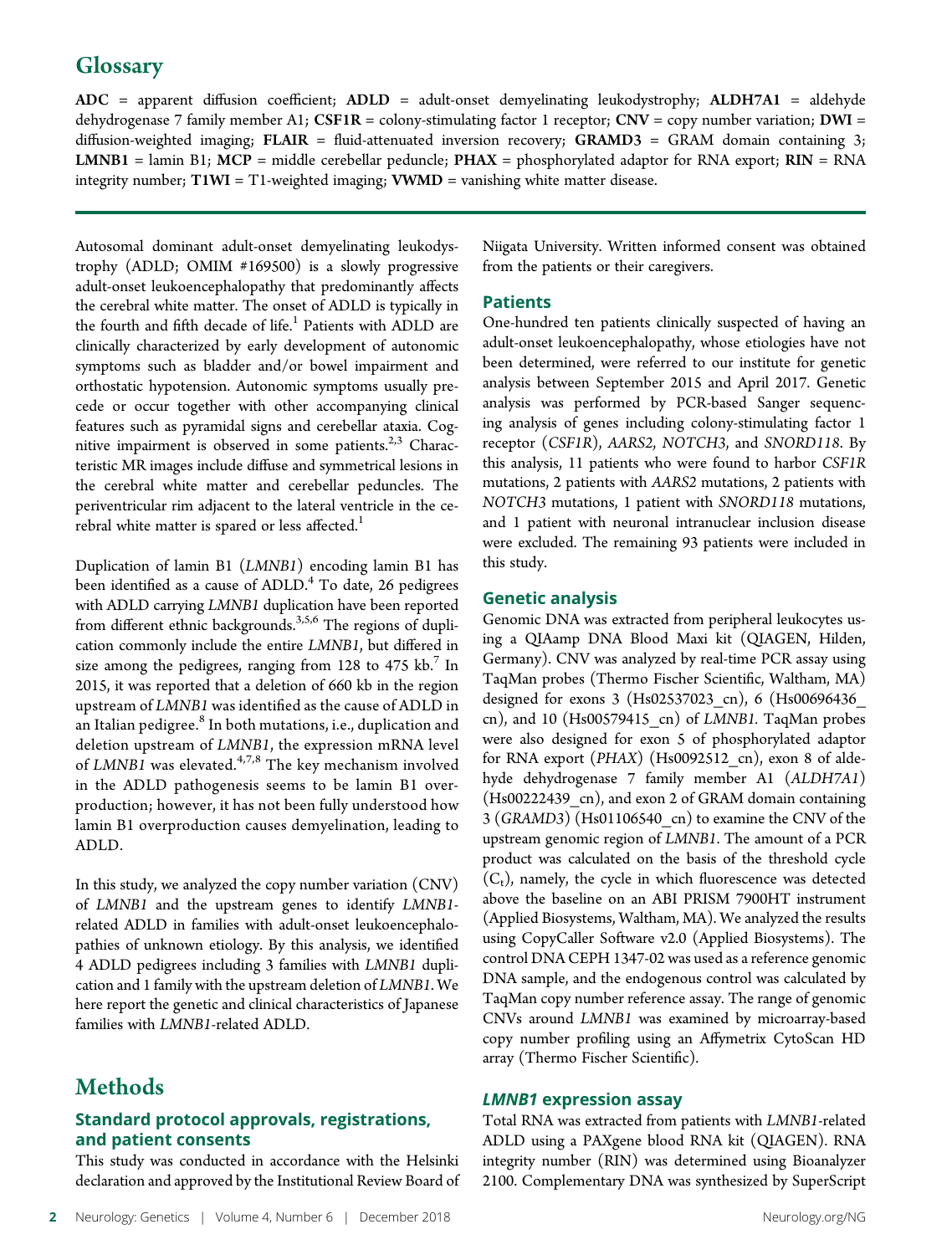## Glossary

**ADC** = apparent diffusion coefficient; **ADLD** = adult-onset demyelinating leukodystrophy; **ALDH7A1** = aldehyde dehydrogenase 7 family member A1; **CSF1R** = colony-stimulating factor 1 receptor; **CNV** = copy number variation; **DWI** = diffusion-weighted imaging; **FLAIR** = fluid-attenuated inversion recovery; **GRAMD3** = GRAM domain containing 3; **LMNB1** = lamin B1; **MCP** = middle cerebellar peduncle; **PHAX** = phosphorylated adaptor for RNA export; **RIN** = RNA integrity number; **T1WI** = T1-weighted imaging; **VWMD** = vanishing white matter disease.

Autosomal dominant adult-onset demyelinating leukodystrophy (ADLD; OMIM #169500) is a slowly progressive adult-onset leukoencephalopathy that predominantly affects the cerebral white matter. The onset of ADLD is typically in the fourth and fifth decade of life.[1] Patients with ADLD are clinically characterized by early development of autonomic symptoms such as bladder and/or bowel impairment and orthostatic hypotension. Autonomic symptoms usually precede or occur together with other accompanying clinical features such as pyramidal signs and cerebellar ataxia. Cognitive impairment is observed in some patients.[2,3] Characteristic MR images include diffuse and symmetrical lesions in the cerebral white matter and cerebellar peduncles. The periventricular rim adjacent to the lateral ventricle in the cerebral white matter is spared or less affected.[1]

Duplication of lamin B1 (*LMNB1*) encoding lamin B1 has been identified as a cause of ADLD.[4] To date, 26 pedigrees with ADLD carrying *LMNB1* duplication have been reported from different ethnic backgrounds.[3,5,6] The regions of duplication commonly include the entire *LMNB1*, but differed in size among the pedigrees, ranging from 128 to 475 kb.[7] In 2015, it was reported that a deletion of 660 kb in the region upstream of *LMNB1* was identified as the cause of ADLD in an Italian pedigree.[8] In both mutations, i.e., duplication and deletion upstream of *LMNB1*, the expression mRNA level of *LMNB1* was elevated.[4,7,8] The key mechanism involved in the ADLD pathogenesis seems to be lamin B1 overproduction; however, it has not been fully understood how lamin B1 overproduction causes demyelination, leading to ADLD.

In this study, we analyzed the copy number variation (CNV) of *LMNB1* and the upstream genes to identify *LMNB1*-related ADLD in families with adult-onset leukoencephalopathies of unknown etiology. By this analysis, we identified 4 ADLD pedigrees including 3 families with *LMNB1* duplication and 1 family with the upstream deletion of *LMNB1*. We here report the genetic and clinical characteristics of Japanese families with *LMNB1*-related ADLD.

# Methods

### Standard protocol approvals, registrations, and patient consents

This study was conducted in accordance with the Helsinki declaration and approved by the Institutional Review Board of Niigata University. Written informed consent was obtained from the patients or their caregivers.

### Patients

One-hundred ten patients clinically suspected of having an adult-onset leukoencephalopathy, whose etiologies have not been determined, were referred to our institute for genetic analysis between September 2015 and April 2017. Genetic analysis was performed by PCR-based Sanger sequencing analysis of genes including colony-stimulating factor 1 receptor (*CSF1R*), *AARS2*, *NOTCH3*, and *SNORD118*. By this analysis, 11 patients who were found to harbor *CSF1R* mutations, 2 patients with *AARS2* mutations, 2 patients with *NOTCH3* mutations, 1 patient with *SNORD118* mutations, and 1 patient with neuronal intranuclear inclusion disease were excluded. The remaining 93 patients were included in this study.

### Genetic analysis

Genomic DNA was extracted from peripheral leukocytes using a QIAamp DNA Blood Maxi kit (QIAGEN, Hilden, Germany). CNV was analyzed by real-time PCR assay using TaqMan probes (Thermo Fischer Scientific, Waltham, MA) designed for exons 3 (Hs02537023_cn), 6 (Hs00696436_cn), and 10 (Hs00579415_cn) of *LMNB1*. TaqMan probes were also designed for exon 5 of phosphorylated adaptor for RNA export (*PHAX*) (Hs0092512_cn), exon 8 of aldehyde dehydrogenase 7 family member A1 (*ALDH7A1*) (Hs00222439_cn), and exon 2 of GRAM domain containing 3 (*GRAMD3*) (Hs01106540_cn) to examine the CNV of the upstream genomic region of *LMNB1*. The amount of a PCR product was calculated on the basis of the threshold cycle ($C_t$), namely, the cycle in which fluorescence was detected above the baseline on an ABI PRISM 7900HT instrument (Applied Biosystems, Waltham, MA). We analyzed the results using CopyCaller Software v2.0 (Applied Biosystems). The control DNA CEPH 1347-02 was used as a reference genomic DNA sample, and the endogenous control was calculated by TaqMan copy number reference assay. The range of genomic CNVs around *LMNB1* was examined by microarray-based copy number profiling using an Affymetrix CytoScan HD array (Thermo Fischer Scientific).

### *LMNB1* expression assay

Total RNA was extracted from patients with *LMNB1*-related ADLD using a PAXgene blood RNA kit (QIAGEN). RNA integrity number (RIN) was determined using Bioanalyzer 2100. Complementary DNA was synthesized by SuperScript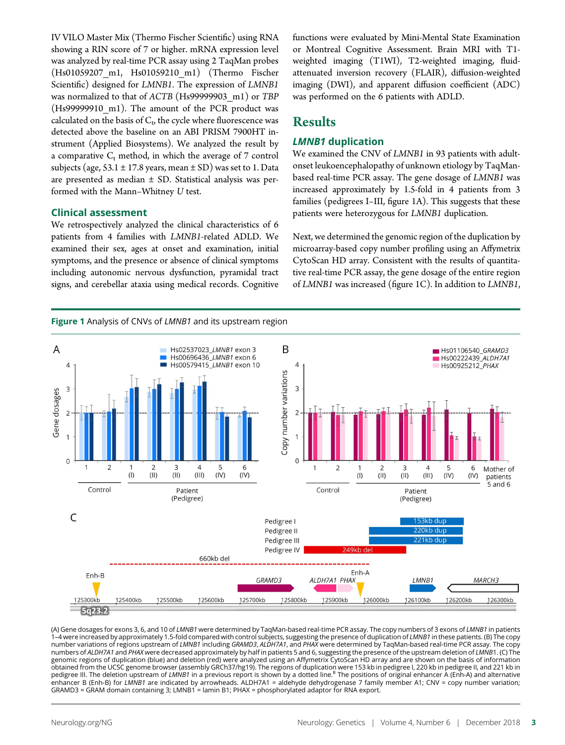IV VILO Master Mix (Thermo Fischer Scientific) using RNA showing a RIN score of 7 or higher. mRNA expression level was analyzed by real-time PCR assay using 2 TaqMan probes (Hs01059207_m1, Hs01059210_m1) (Thermo Fischer Scientific) designed for *LMNB1*. The expression of *LMNB1* was normalized to that of *ACTB* (Hs99999903_m1) or *TBP* (Hs99999910_m1). The amount of the PCR product was calculated on the basis of $C_t$, the cycle where fluorescence was detected above the baseline on an ABI PRISM 7900HT instrument (Applied Biosystems). We analyzed the result by a comparative $C_t$ method, in which the average of 7 control subjects (age, 53.1 ± 17.8 years, mean ± SD) was set to 1. Data are presented as median ± SD. Statistical analysis was performed with the Mann–Whitney *U* test.

### Clinical assessment

We retrospectively analyzed the clinical characteristics of 6 patients from 4 families with *LMNB1*-related ADLD. We examined their sex, ages at onset and examination, initial symptoms, and the presence or absence of clinical symptoms including autonomic nervous dysfunction, pyramidal tract signs, and cerebellar ataxia using medical records. Cognitive functions were evaluated by Mini-Mental State Examination or Montreal Cognitive Assessment. Brain MRI with T1-weighted imaging (T1WI), T2-weighted imaging, fluid-attenuated inversion recovery (FLAIR), diffusion-weighted imaging (DWI), and apparent diffusion coefficient (ADC) was performed on the 6 patients with ADLD.

## Results

### *LMNB1* duplication

We examined the CNV of *LMNB1* in 93 patients with adult-onset leukoencephalopathy of unknown etiology by TaqMan-based real-time PCR assay. The gene dosage of *LMNB1* was increased approximately by 1.5-fold in 4 patients from 3 families (pedigrees I–III, figure 1A). This suggests that these patients were heterozygous for *LMNB1* duplication.

Next, we determined the genomic region of the duplication by microarray-based copy number profiling using an Affymetrix CytoScan HD array. Consistent with the results of quantitative real-time PCR assay, the gene dosage of the entire region of *LMNB1* was increased (figure 1C). In addition to *LMNB1*,

**Figure 1** Analysis of CNVs of *LMNB1* and its upstream region

(A) Gene dosages for exons 3, 6, and 10 of *LMNB1* were determined by TaqMan-based real-time PCR assay. The copy numbers of 3 exons of *LMNB1* in patients 1–4 were increased approximately 1.5-fold compared with control subjects, suggesting the presence of duplication of *LMNB1* in these patients. (B) The copy number variations of regions upstream of *LMNB1* including *GRAMD3*, *ALDH7A1*, and *PHAX* were determined by TaqMan-based real-time PCR assay. The copy numbers of *ALDH7A1* and *PHAX* were decreased approximately by half in patients 5 and 6, suggesting the presence of the upstream deletion of *LMNB1*. (C) The genomic regions of duplication (blue) and deletion (red) were analyzed using an Affymetrix CytoScan HD array and are shown on the basis of information obtained from the UCSC genome browser (assembly GRCh37/hg19). The regions of duplication were 153 kb in pedigree I, 220 kb in pedigree II, and 221 kb in pedigree III. The deletion upstream of *LMNB1* in a previous report is shown by a dotted line.[8] The positions of original enhancer A (Enh-A) and alternative enhancer B (Enh-B) for *LMNB1* are indicated by arrowheads. ALDH7A1 = aldehyde dehydrogenase 7 family member A1; CNV = copy number variation; GRAMD3 = GRAM domain containing 3; LMNB1 = lamin B1; PHAX = phosphorylated adaptor for RNA export.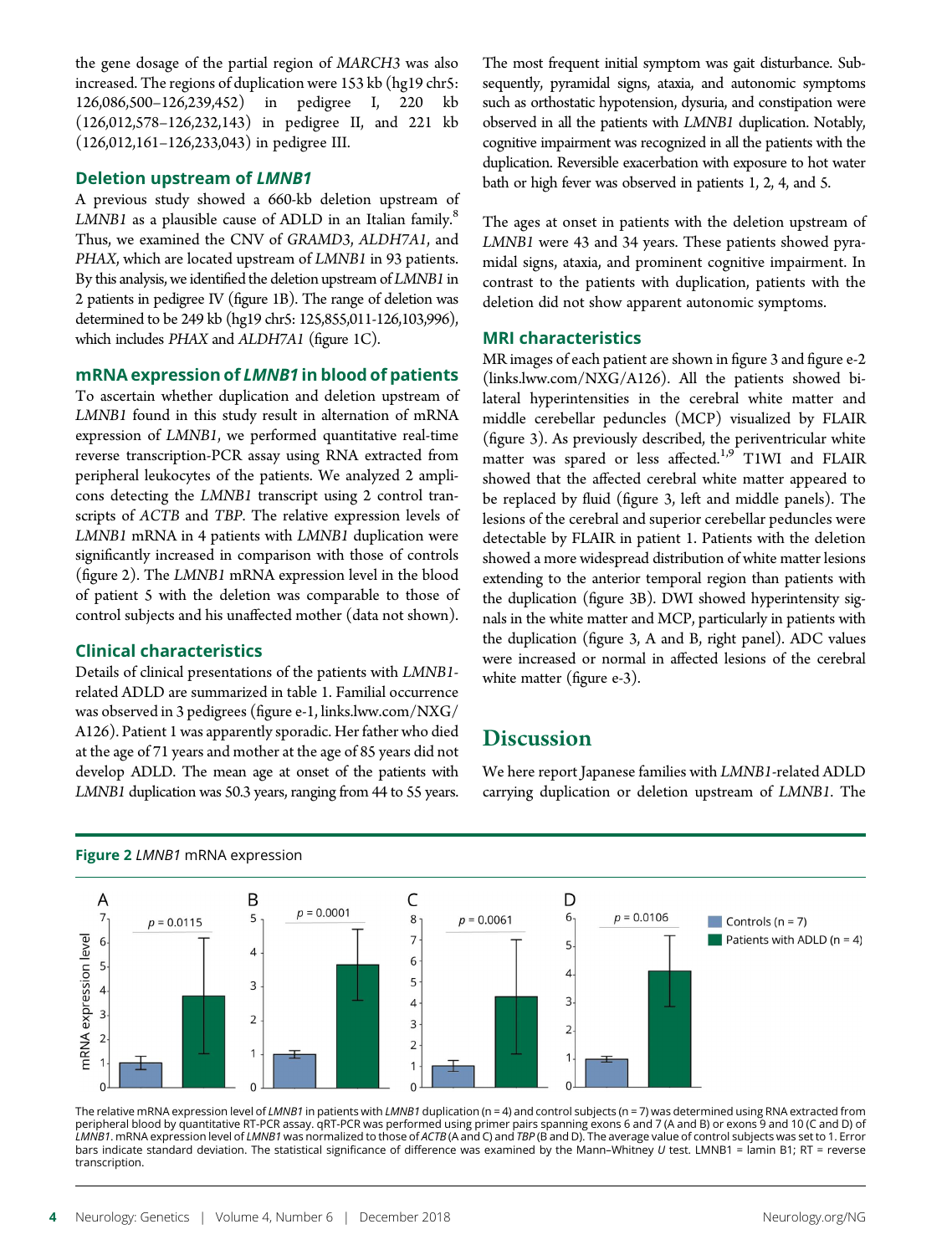the gene dosage of the partial region of *MARCH3* was also increased. The regions of duplication were 153 kb (hg19 chr5: 126,086,500–126,239,452) in pedigree I, 220 kb (126,012,578–126,232,143) in pedigree II, and 221 kb (126,012,161–126,233,043) in pedigree III.

### Deletion upstream of *LMNB1*

A previous study showed a 660-kb deletion upstream of *LMNB1* as a plausible cause of ADLD in an Italian family.[8] Thus, we examined the CNV of *GRAMD3*, *ALDH7A1*, and *PHAX*, which are located upstream of *LMNB1* in 93 patients. By this analysis, we identified the deletion upstream of *LMNB1* in 2 patients in pedigree IV (figure 1B). The range of deletion was determined to be 249 kb (hg19 chr5: 125,855,011-126,103,996), which includes *PHAX* and *ALDH7A1* (figure 1C).

### mRNA expression of *LMNB1* in blood of patients

To ascertain whether duplication and deletion upstream of *LMNB1* found in this study result in alternation of mRNA expression of *LMNB1*, we performed quantitative real-time reverse transcription-PCR assay using RNA extracted from peripheral leukocytes of the patients. We analyzed 2 amplicons detecting the *LMNB1* transcript using 2 control transcripts of *ACTB* and *TBP*. The relative expression levels of *LMNB1* mRNA in 4 patients with *LMNB1* duplication were significantly increased in comparison with those of controls (figure 2). The *LMNB1* mRNA expression level in the blood of patient 5 with the deletion was comparable to those of control subjects and his unaffected mother (data not shown).

### Clinical characteristics

Details of clinical presentations of the patients with *LMNB1*-related ADLD are summarized in table 1. Familial occurrence was observed in 3 pedigrees (figure e-1, links.lww.com/NXG/A126). Patient 1 was apparently sporadic. Her father who died at the age of 71 years and mother at the age of 85 years did not develop ADLD. The mean age at onset of the patients with *LMNB1* duplication was 50.3 years, ranging from 44 to 55 years. The most frequent initial symptom was gait disturbance. Subsequently, pyramidal signs, ataxia, and autonomic symptoms such as orthostatic hypotension, dysuria, and constipation were observed in all the patients with *LMNB1* duplication. Notably, cognitive impairment was recognized in all the patients with the duplication. Reversible exacerbation with exposure to hot water bath or high fever was observed in patients 1, 2, 4, and 5.

The ages at onset in patients with the deletion upstream of *LMNB1* were 43 and 34 years. These patients showed pyramidal signs, ataxia, and prominent cognitive impairment. In contrast to the patients with duplication, patients with the deletion did not show apparent autonomic symptoms.

### MRI characteristics

MR images of each patient are shown in figure 3 and figure e-2 (links.lww.com/NXG/A126). All the patients showed bilateral hyperintensities in the cerebral white matter and middle cerebellar peduncles (MCP) visualized by FLAIR (figure 3). As previously described, the periventricular white matter was spared or less affected.[1,9] T1WI and FLAIR showed that the affected cerebral white matter appeared to be replaced by fluid (figure 3, left and middle panels). The lesions of the cerebral and superior cerebellar peduncles were detectable by FLAIR in patient 1. Patients with the deletion showed a more widespread distribution of white matter lesions extending to the anterior temporal region than patients with the duplication (figure 3B). DWI showed hyperintensity signals in the white matter and MCP, particularly in patients with the duplication (figure 3, A and B, right panel). ADC values were increased or normal in affected lesions of the cerebral white matter (figure e-3).

## Discussion

We here report Japanese families with *LMNB1*-related ADLD carrying duplication or deletion upstream of *LMNB1*. The

**Figure 2** *LMNB1* mRNA expression

The relative mRNA expression level of *LMNB1* in patients with *LMNB1* duplication (n = 4) and control subjects (n = 7) was determined using RNA extracted from peripheral blood by quantitative RT-PCR assay. qRT-PCR was performed using primer pairs spanning exons 6 and 7 (A and B) or exons 9 and 10 (C and D) of *LMNB1*. mRNA expression level of *LMNB1* was normalized to those of *ACTB* (A and C) and *TBP* (B and D). The average value of control subjects was set to 1. Error bars indicate standard deviation. The statistical significance of difference was examined by the Mann–Whitney *U* test. LMNB1 = lamin B1; RT = reverse transcription.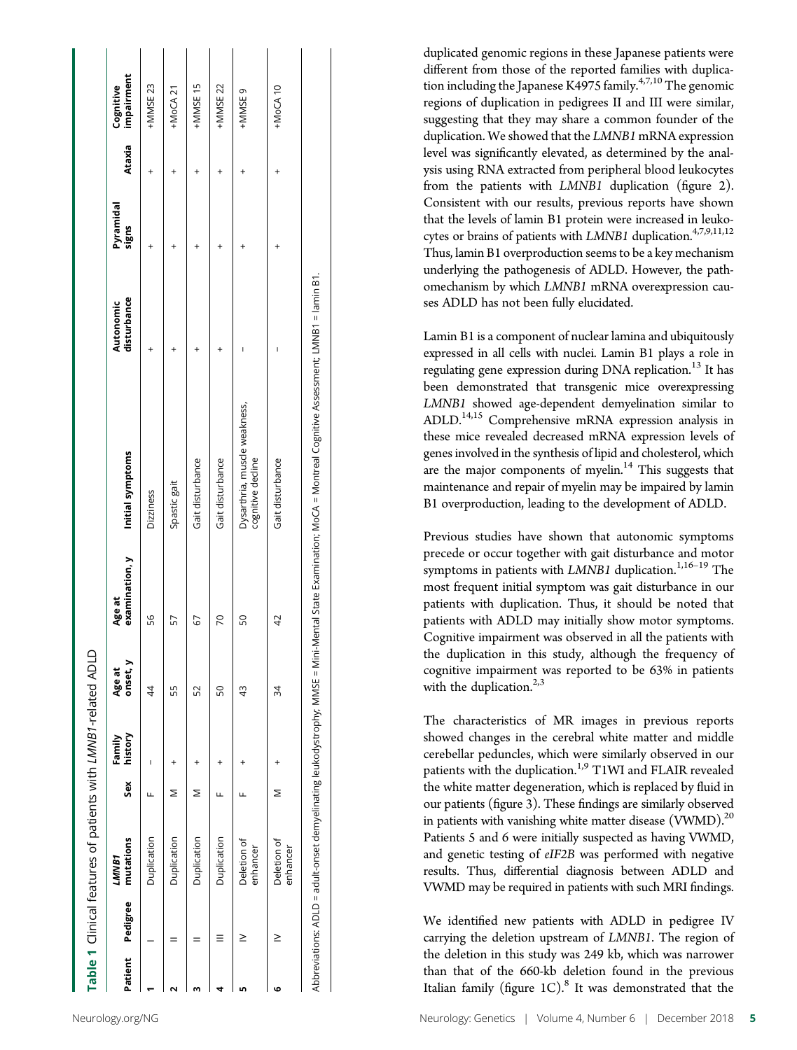**Table 1** Clinical features of patients with *LMNB1*-related ADLD

| Patient | Pedigree | *LMNB1* mutations | Sex | Family history | Age at onset, y | Age at examination, y | Initial symptoms | Autonomic disturbance | Pyramidal signs | Ataxia | Cognitive impairment |
|---|---|---|---|---|---|---|---|---|---|---|---|
| 1 | I | Duplication | F | − | 44 | 56 | Dizziness | + | + | + | +MMSE 23 |
| 2 | II | Duplication | M | + | 55 | 57 | Spastic gait | + | + | + | +MoCA 21 |
| 3 | II | Duplication | M | + | 52 | 67 | Gait disturbance | + | + | + | +MMSE 15 |
| 4 | III | Duplication | F | + | 50 | 70 | Gait disturbance | + | + | + | +MMSE 22 |
| 5 | IV | Deletion of enhancer | F | + | 43 | 50 | Dysarthria, muscle weakness, cognitive decline | − | + | + | +MMSE 9 |
| 6 | IV | Deletion of enhancer | M | + | 34 | 42 | Gait disturbance | − | + | + | +MoCA 10 |

Abbreviations: ADLD = adult-onset demyelinating leukodystrophy; MMSE = Mini-Mental State Examination; MoCA = Montreal Cognitive Assessment; LMNB1 = lamin B1.

duplicated genomic regions in these Japanese patients were different from those of the reported families with duplication including the Japanese K4975 family.[4,7,10] The genomic regions of duplication in pedigrees II and III were similar, suggesting that they may share a common founder of the duplication. We showed that the *LMNB1* mRNA expression level was significantly elevated, as determined by the analysis using RNA extracted from peripheral blood leukocytes from the patients with *LMNB1* duplication (figure 2). Consistent with our results, previous reports have shown that the levels of lamin B1 protein were increased in leukocytes or brains of patients with *LMNB1* duplication.[4,7,9,11,12] Thus, lamin B1 overproduction seems to be a key mechanism underlying the pathogenesis of ADLD. However, the pathomechanism by which *LMNB1* mRNA overexpression causes ADLD has not been fully elucidated.

Lamin B1 is a component of nuclear lamina and ubiquitously expressed in all cells with nuclei. Lamin B1 plays a role in regulating gene expression during DNA replication.[13] It has been demonstrated that transgenic mice overexpressing *LMNB1* showed age-dependent demyelination similar to ADLD.[14,15] Comprehensive mRNA expression analysis in these mice revealed decreased mRNA expression levels of genes involved in the synthesis of lipid and cholesterol, which are the major components of myelin.[14] This suggests that maintenance and repair of myelin may be impaired by lamin B1 overproduction, leading to the development of ADLD.

Previous studies have shown that autonomic symptoms precede or occur together with gait disturbance and motor symptoms in patients with *LMNB1* duplication.[1,16–19] The most frequent initial symptom was gait disturbance in our patients with duplication. Thus, it should be noted that patients with ADLD may initially show motor symptoms. Cognitive impairment was observed in all the patients with the duplication in this study, although the frequency of cognitive impairment was reported to be 63% in patients with the duplication.[2,3]

The characteristics of MR images in previous reports showed changes in the cerebral white matter and middle cerebellar peduncles, which were similarly observed in our patients with the duplication.[1,9] T1WI and FLAIR revealed the white matter degeneration, which is replaced by fluid in our patients (figure 3). These findings are similarly observed in patients with vanishing white matter disease (VWMD).[20] Patients 5 and 6 were initially suspected as having VWMD, and genetic testing of *eIF2B* was performed with negative results. Thus, differential diagnosis between ADLD and VWMD may be required in patients with such MRI findings.

We identified new patients with ADLD in pedigree IV carrying the deletion upstream of *LMNB1*. The region of the deletion in this study was 249 kb, which was narrower than that of the 660-kb deletion found in the previous Italian family (figure 1C).[8] It was demonstrated that the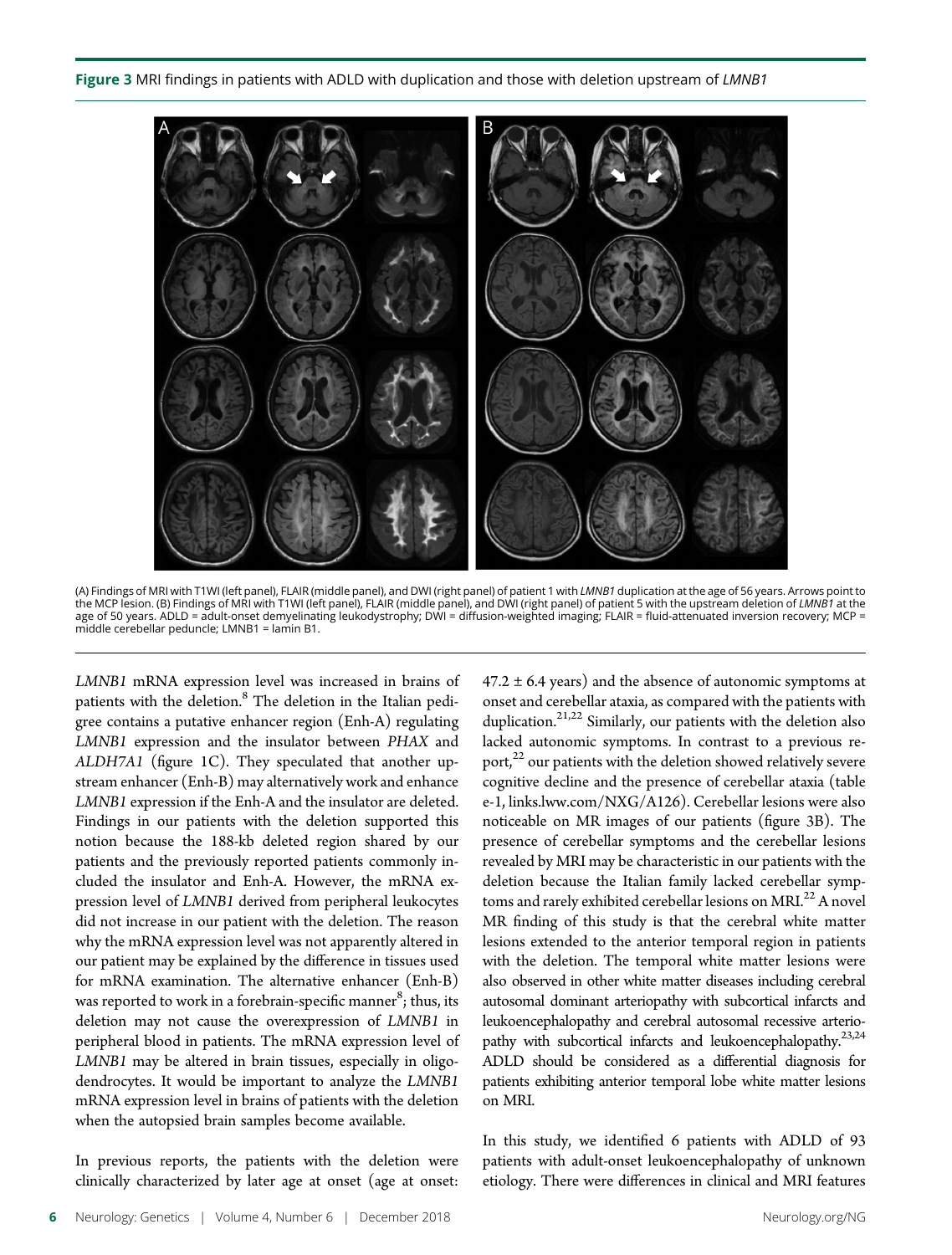**Figure 3** MRI findings in patients with ADLD with duplication and those with deletion upstream of *LMNB1*

(A) Findings of MRI with T1WI (left panel), FLAIR (middle panel), and DWI (right panel) of patient 1 with *LMNB1* duplication at the age of 56 years. Arrows point to the MCP lesion. (B) Findings of MRI with T1WI (left panel), FLAIR (middle panel), and DWI (right panel) of patient 5 with the upstream deletion of *LMNB1* at the age of 50 years. ADLD = adult-onset demyelinating leukodystrophy; DWI = diffusion-weighted imaging; FLAIR = fluid-attenuated inversion recovery; MCP = middle cerebellar peduncle; LMNB1 = lamin B1.

*LMNB1* mRNA expression level was increased in brains of patients with the deletion.[8] The deletion in the Italian pedigree contains a putative enhancer region (Enh-A) regulating *LMNB1* expression and the insulator between *PHAX* and *ALDH7A1* (figure 1C). They speculated that another upstream enhancer (Enh-B) may alternatively work and enhance *LMNB1* expression if the Enh-A and the insulator are deleted. Findings in our patients with the deletion supported this notion because the 188-kb deleted region shared by our patients and the previously reported patients commonly included the insulator and Enh-A. However, the mRNA expression level of *LMNB1* derived from peripheral leukocytes did not increase in our patient with the deletion. The reason why the mRNA expression level was not apparently altered in our patient may be explained by the difference in tissues used for mRNA examination. The alternative enhancer (Enh-B) was reported to work in a forebrain-specific manner[8]; thus, its deletion may not cause the overexpression of *LMNB1* in peripheral blood in patients. The mRNA expression level of *LMNB1* may be altered in brain tissues, especially in oligodendrocytes. It would be important to analyze the *LMNB1* mRNA expression level in brains of patients with the deletion when the autopsied brain samples become available.

In previous reports, the patients with the deletion were clinically characterized by later age at onset (age at onset: $47.2 \pm 6.4$ years) and the absence of autonomic symptoms at onset and cerebellar ataxia, as compared with the patients with duplication.[21,22] Similarly, our patients with the deletion also lacked autonomic symptoms. In contrast to a previous report,[22] our patients with the deletion showed relatively severe cognitive decline and the presence of cerebellar ataxia (table e-1, links.lww.com/NXG/A126). Cerebellar lesions were also noticeable on MR images of our patients (figure 3B). The presence of cerebellar symptoms and the cerebellar lesions revealed by MRI may be characteristic in our patients with the deletion because the Italian family lacked cerebellar symptoms and rarely exhibited cerebellar lesions on MRI.[22] A novel MR finding of this study is that the cerebral white matter lesions extended to the anterior temporal region in patients with the deletion. The temporal white matter lesions were also observed in other white matter diseases including cerebral autosomal dominant arteriopathy with subcortical infarcts and leukoencephalopathy and cerebral autosomal recessive arteriopathy with subcortical infarcts and leukoencephalopathy.[23,24] ADLD should be considered as a differential diagnosis for patients exhibiting anterior temporal lobe white matter lesions on MRI.

In this study, we identified 6 patients with ADLD of 93 patients with adult-onset leukoencephalopathy of unknown etiology. There were differences in clinical and MRI features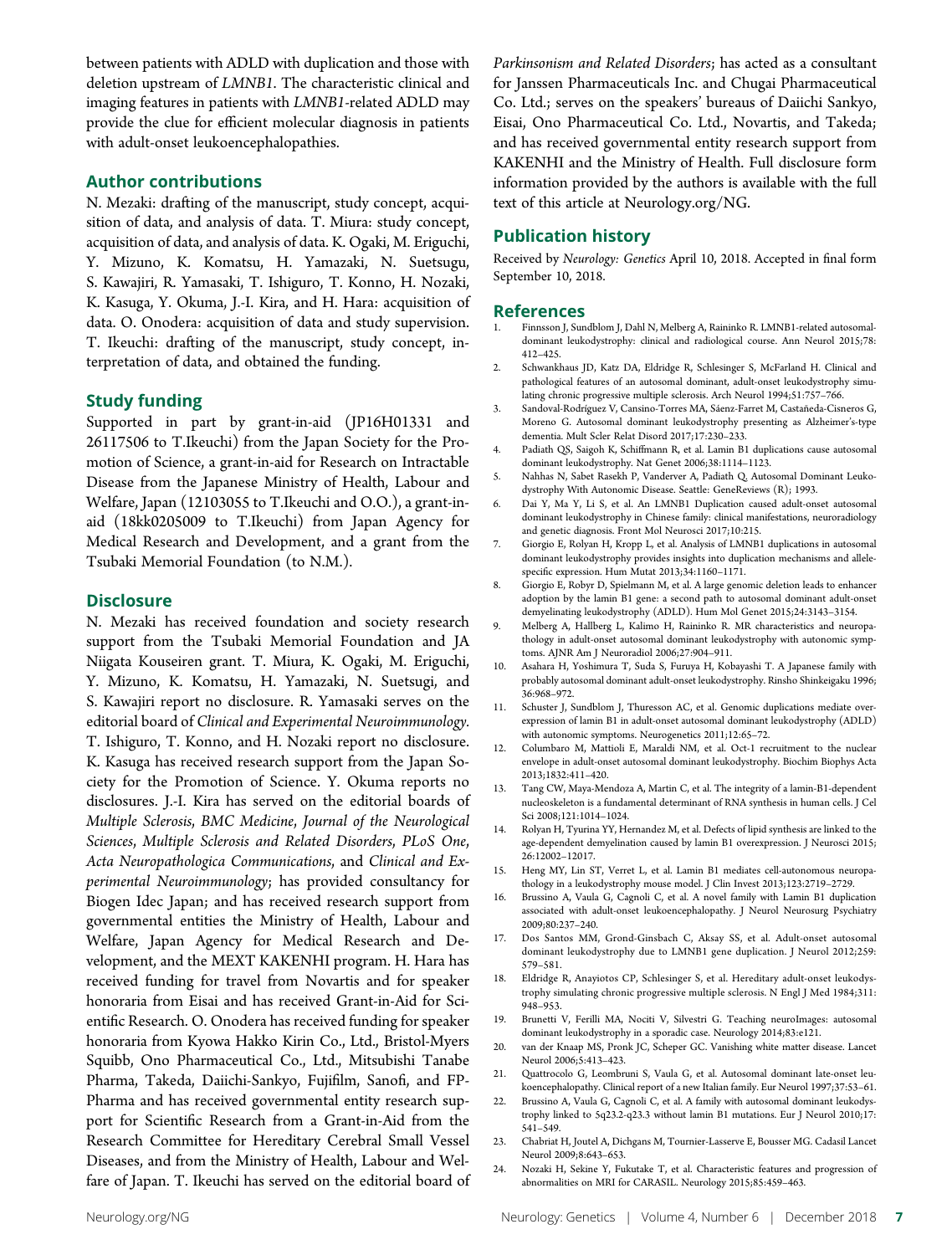between patients with ADLD with duplication and those with deletion upstream of *LMNB1*. The characteristic clinical and imaging features in patients with *LMNB1*-related ADLD may provide the clue for efficient molecular diagnosis in patients with adult-onset leukoencephalopathies.

## Author contributions

N. Mezaki: drafting of the manuscript, study concept, acquisition of data, and analysis of data. T. Miura: study concept, acquisition of data, and analysis of data. K. Ogaki, M. Eriguchi, Y. Mizuno, K. Komatsu, H. Yamazaki, N. Suetsugu, S. Kawajiri, R. Yamasaki, T. Ishiguro, T. Konno, H. Nozaki, K. Kasuga, Y. Okuma, J.-I. Kira, and H. Hara: acquisition of data. O. Onodera: acquisition of data and study supervision. T. Ikeuchi: drafting of the manuscript, study concept, interpretation of data, and obtained the funding.

## Study funding

Supported in part by grant-in-aid (JP16H01331 and 26117506 to T.Ikeuchi) from the Japan Society for the Promotion of Science, a grant-in-aid for Research on Intractable Disease from the Japanese Ministry of Health, Labour and Welfare, Japan (12103055 to T.Ikeuchi and O.O.), a grant-in-aid (18kk0205009 to T.Ikeuchi) from Japan Agency for Medical Research and Development, and a grant from the Tsubaki Memorial Foundation (to N.M.).

## Disclosure

N. Mezaki has received foundation and society research support from the Tsubaki Memorial Foundation and JA Niigata Kouseiren grant. T. Miura, K. Ogaki, M. Eriguchi, Y. Mizuno, K. Komatsu, H. Yamazaki, N. Suetsugu, and S. Kawajiri report no disclosure. R. Yamasaki serves on the editorial board of *Clinical and Experimental Neuroimmunology.* T. Ishiguro, T. Konno, and H. Nozaki report no disclosure. K. Kasuga has received research support from the Japan Society for the Promotion of Science. Y. Okuma reports no disclosures. J.-I. Kira has served on the editorial boards of *Multiple Sclerosis*, *BMC Medicine*, *Journal of the Neurological Sciences*, *Multiple Sclerosis and Related Disorders*, *PLoS One*, *Acta Neuropathologica Communications*, and *Clinical and Experimental Neuroimmunology*; has provided consultancy for Biogen Idec Japan; and has received research support from governmental entities the Ministry of Health, Labour and Welfare, Japan Agency for Medical Research and Development, and the MEXT KAKENHI program. H. Hara has received funding for travel from Novartis and for speaker honoraria from Eisai and has received Grant-in-Aid for Scientific Research. O. Onodera has received funding for speaker honoraria from Kyowa Hakko Kirin Co., Ltd., Bristol-Myers Squibb, Ono Pharmaceutical Co., Ltd., Mitsubishi Tanabe Pharma, Takeda, Daiichi-Sankyo, Fujifilm, Sanofi, and FP-Pharma and has received governmental entity research support for Scientific Research from a Grant-in-Aid from the Research Committee for Hereditary Cerebral Small Vessel Diseases, and from the Ministry of Health, Labour and Welfare of Japan. T. Ikeuchi has served on the editorial board of *Parkinsonism and Related Disorders*; has acted as a consultant for Janssen Pharmaceuticals Inc. and Chugai Pharmaceutical Co. Ltd.; serves on the speakers' bureaus of Daiichi Sankyo, Eisai, Ono Pharmaceutical Co. Ltd., Novartis, and Takeda; and has received governmental entity research support from KAKENHI and the Ministry of Health. Full disclosure form information provided by the authors is available with the full text of this article at Neurology.org/NG.

## Publication history

Received by *Neurology: Genetics* April 10, 2018. Accepted in final form September 10, 2018.

## References

1. Finnsson J, Sundblom J, Dahl N, Melberg A, Raininko R. LMNB1-related autosomal-dominant leukodystrophy: clinical and radiological course. Ann Neurol 2015;78: 412–425.
2. Schwankhaus JD, Katz DA, Eldridge R, Schlesinger S, McFarland H. Clinical and pathological features of an autosomal dominant, adult-onset leukodystrophy simulating chronic progressive multiple sclerosis. Arch Neurol 1994;51:757–766.
3. Sandoval-Rodríguez V, Cansino-Torres MA, Sáenz-Farret M, Castañeda-Cisneros G, Moreno G. Autosomal dominant leukodystrophy presenting as Alzheimer's-type dementia. Mult Scler Relat Disord 2017;17:230–233.
4. Padiath QS, Saigoh K, Schiffmann R, et al. Lamin B1 duplications cause autosomal dominant leukodystrophy. Nat Genet 2006;38:1114–1123.
5. Nahhas N, Sabet Rasekh P, Vanderver A, Padiath Q. Autosomal Dominant Leukodystrophy With Autonomic Disease. Seattle: GeneReviews (R); 1993.
6. Dai Y, Ma Y, Li S, et al. An LMNB1 Duplication caused adult-onset autosomal dominant leukodystrophy in Chinese family: clinical manifestations, neuroradiology and genetic diagnosis. Front Mol Neurosci 2017;10:215.
7. Giorgio E, Rolyan H, Kropp L, et al. Analysis of LMNB1 duplications in autosomal dominant leukodystrophy provides insights into duplication mechanisms and allele-specific expression. Hum Mutat 2013;34:1160–1171.
8. Giorgio E, Robyr D, Spielmann M, et al. A large genomic deletion leads to enhancer adoption by the lamin B1 gene: a second path to autosomal dominant adult-onset demyelinating leukodystrophy (ADLD). Hum Mol Genet 2015;24:3143–3154.
9. Melberg A, Hallberg L, Kalimo H, Raininko R. MR characteristics and neuropathology in adult-onset autosomal dominant leukodystrophy with autonomic symptoms. AJNR Am J Neuroradiol 2006;27:904–911.
10. Asahara H, Yoshimura T, Suda S, Furuya H, Kobayashi T. A Japanese family with probably autosomal dominant adult-onset leukodystrophy. Rinsho Shinkeigaku 1996; 36:968–972.
11. Schuster J, Sundblom J, Thuresson AC, et al. Genomic duplications mediate overexpression of lamin B1 in adult-onset autosomal dominant leukodystrophy (ADLD) with autonomic symptoms. Neurogenetics 2011;12:65–72.
12. Columbaro M, Mattioli E, Maraldi NM, et al. Oct-1 recruitment to the nuclear envelope in adult-onset autosomal dominant leukodystrophy. Biochim Biophys Acta 2013;1832:411–420.
13. Tang CW, Maya-Mendoza A, Martin C, et al. The integrity of a lamin-B1-dependent nucleoskeleton is a fundamental determinant of RNA synthesis in human cells. J Cel Sci 2008;121:1014–1024.
14. Rolyan H, Tyurina YY, Hernandez M, et al. Defects of lipid synthesis are linked to the age-dependent demyelination caused by lamin B1 overexpression. J Neurosci 2015; 26:12002–12017.
15. Heng MY, Lin ST, Verret L, et al. Lamin B1 mediates cell-autonomous neuropathology in a leukodystrophy mouse model. J Clin Invest 2013;123:2719–2729.
16. Brussino A, Vaula G, Cagnoli C, et al. A novel family with Lamin B1 duplication associated with adult-onset leukoencephalopathy. J Neurol Neurosurg Psychiatry 2009;80:237–240.
17. Dos Santos MM, Grond-Ginsbach C, Aksay SS, et al. Adult-onset autosomal dominant leukodystrophy due to LMNB1 gene duplication. J Neurol 2012;259: 579–581.
18. Eldridge R, Anayiotos CP, Schlesinger S, et al. Hereditary adult-onset leukodystrophy simulating chronic progressive multiple sclerosis. N Engl J Med 1984;311: 948–953.
19. Brunetti V, Ferilli MA, Nociti V, Silvestri G. Teaching neuroImages: autosomal dominant leukodystrophy in a sporadic case. Neurology 2014;83:e121.
20. van der Knaap MS, Pronk JC, Scheper GC. Vanishing white matter disease. Lancet Neurol 2006;5:413–423.
21. Quattrocolo G, Leombruni S, Vaula G, et al. Autosomal dominant late-onset leukoencephalopathy. Clinical report of a new Italian family. Eur Neurol 1997;37:53–61.
22. Brussino A, Vaula G, Cagnoli C, et al. A family with autosomal dominant leukodystrophy linked to 5q23.2-q23.3 without lamin B1 mutations. Eur J Neurol 2010;17: 541–549.
23. Chabriat H, Joutel A, Dichgans M, Tournier-Lasserve E, Bousser MG. Cadasil Lancet Neurol 2009;8:643–653.
24. Nozaki H, Sekine Y, Fukutake T, et al. Characteristic features and progression of abnormalities on MRI for CARASIL. Neurology 2015;85:459–463.